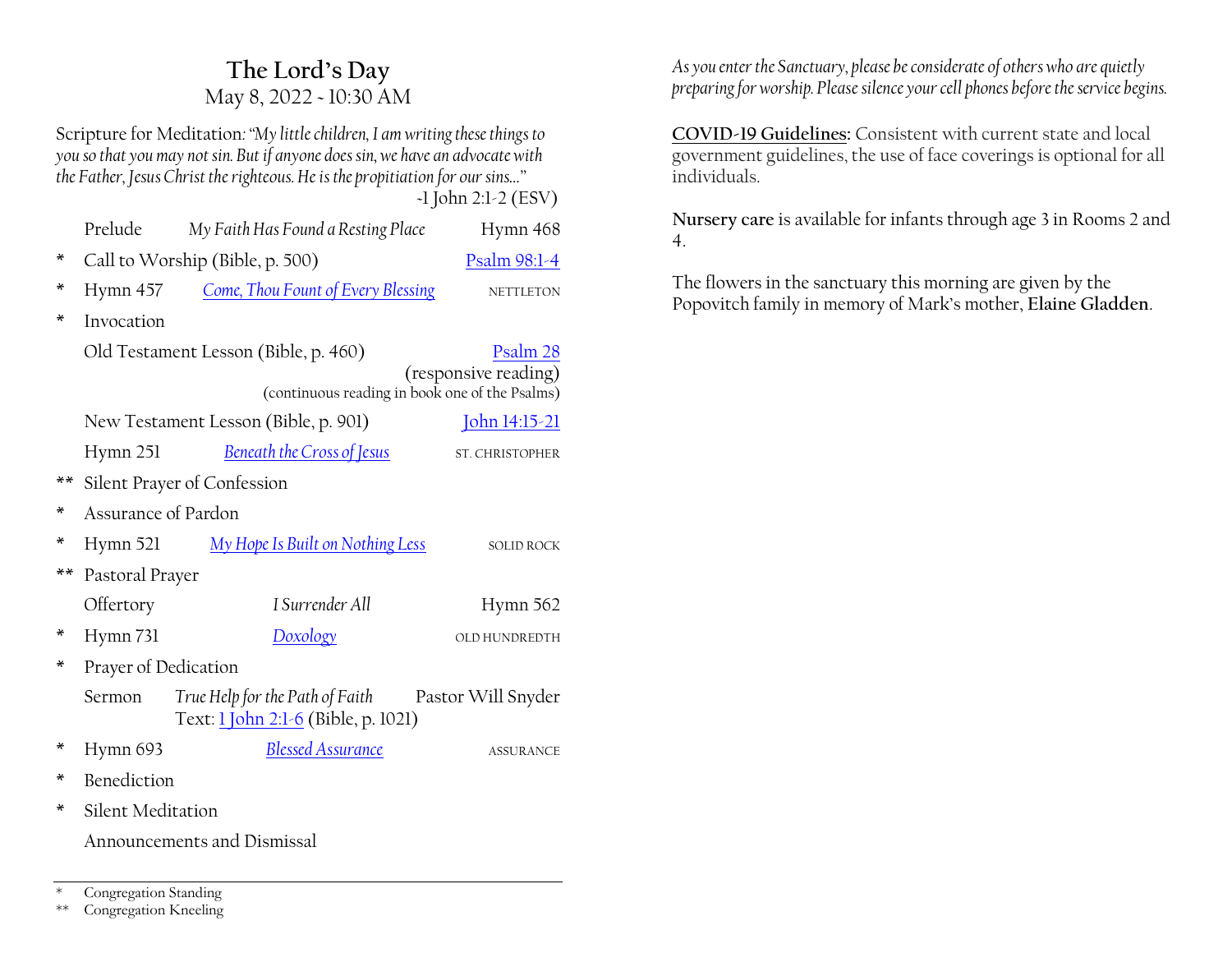# The Lord's Day

May 8, 2022 - 10:30 AM

Scripture for Meditation: *"My little children, I am writing these things to you so that you may not sin. But if anyone does sin, we have an advocate with the Father, Jesus Christ the righteous. He is the propitiation for our sins…"*
-1 John 2:1-2 (ESV)

| | | | |
|---|---|---|---|
| | Prelude | *My Faith Has Found a Resting Place* | Hymn 468 |
| * | Call to Worship (Bible, p. 500) | | Psalm 98:1-4 |
| * | Hymn 457 | *Come, Thou Fount of Every Blessing* | NETTLETON |
| * | Invocation | | |
| | Old Testament Lesson (Bible, p. 460) | | Psalm 28 (responsive reading) (continuous reading in book one of the Psalms) |
| | New Testament Lesson (Bible, p. 901) | | John 14:15-21 |
| | Hymn 251 | *Beneath the Cross of Jesus* | ST. CHRISTOPHER |
| ** | Silent Prayer of Confession | | |
| * | Assurance of Pardon | | |
| * | Hymn 521 | *My Hope Is Built on Nothing Less* | SOLID ROCK |
| ** | Pastoral Prayer | | |
| | Offertory | *I Surrender All* | Hymn 562 |
| * | Hymn 731 | *Doxology* | OLD HUNDREDTH |
| * | Prayer of Dedication | | |
| | Sermon | *True Help for the Path of Faith* Text: 1 John 2:1-6 (Bible, p. 1021) | Pastor Will Snyder |
| * | Hymn 693 | *Blessed Assurance* | ASSURANCE |
| * | Benediction | | |
| * | Silent Meditation | | |
| | Announcements and Dismissal | | |

\* Congregation Standing
\** Congregation Kneeling

*As you enter the Sanctuary, please be considerate of others who are quietly preparing for worship. Please silence your cell phones before the service begins.*

**COVID-19 Guidelines:** Consistent with current state and local government guidelines, the use of face coverings is optional for all individuals.

**Nursery care** is available for infants through age 3 in Rooms 2 and 4.

The flowers in the sanctuary this morning are given by the Popovitch family in memory of Mark's mother, **Elaine Gladden**.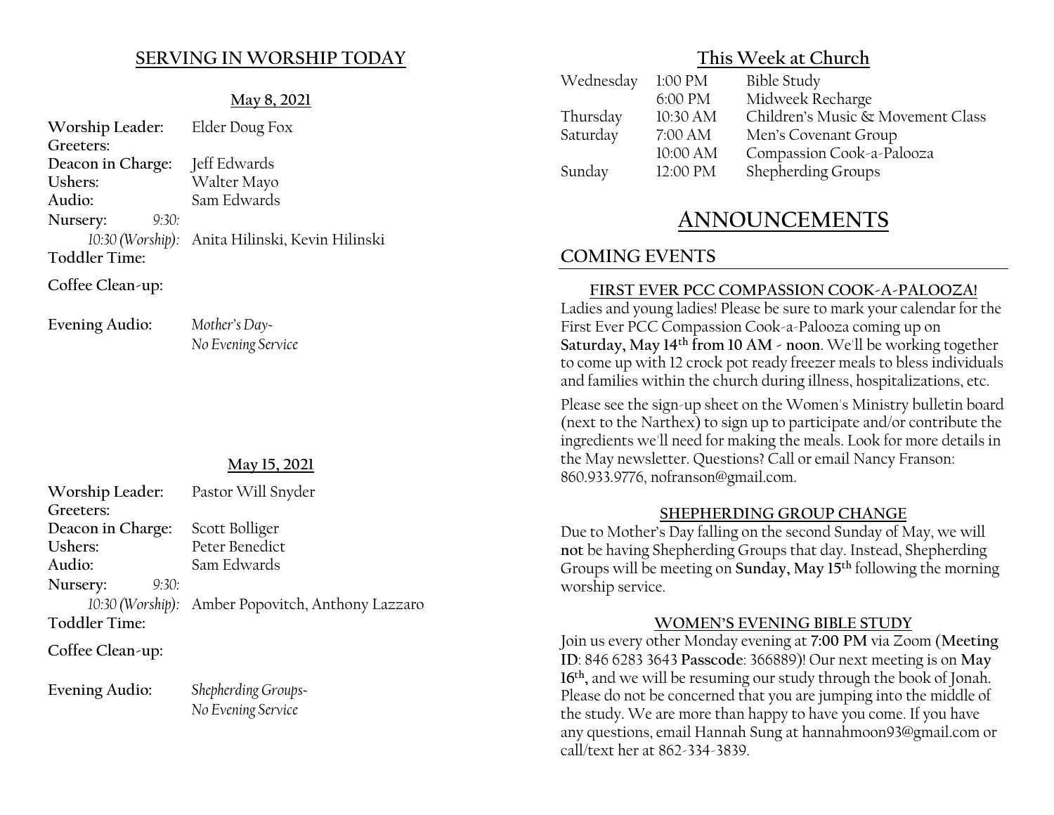## SERVING IN WORSHIP TODAY

**May 8, 2021**

**Worship Leader:** Elder Doug Fox
**Greeters:**
**Deacon in Charge:** Jeff Edwards
**Ushers:** Walter Mayo
**Audio:** Sam Edwards
**Nursery:** *9:30:*
*10:30 (Worship):* Anita Hilinski, Kevin Hilinski
**Toddler Time:**

**Coffee Clean-up:**

**Evening Audio:** *Mother's Day- No Evening Service*

**May 15, 2021**

**Worship Leader:** Pastor Will Snyder
**Greeters:**
**Deacon in Charge:** Scott Bolliger
**Ushers:** Peter Benedict
**Audio:** Sam Edwards
**Nursery:** *9:30:*
*10:30 (Worship):* Amber Popovitch, Anthony Lazzaro
**Toddler Time:**

**Coffee Clean-up:**

**Evening Audio:** *Shepherding Groups- No Evening Service*

## This Week at Church

| | | |
|---|---|---|
| Wednesday | 1:00 PM | Bible Study |
| | 6:00 PM | Midweek Recharge |
| Thursday | 10:30 AM | Children's Music & Movement Class |
| Saturday | 7:00 AM | Men's Covenant Group |
| | 10:00 AM | Compassion Cook-a-Palooza |
| Sunday | 12:00 PM | Shepherding Groups |

# ANNOUNCEMENTS

## COMING EVENTS

### FIRST EVER PCC COMPASSION COOK-A-PALOOZA!

Ladies and young ladies! Please be sure to mark your calendar for the First Ever PCC Compassion Cook-a-Palooza coming up on **Saturday, May 14th from 10 AM - noon**. We'll be working together to come up with 12 crock pot ready freezer meals to bless individuals and families within the church during illness, hospitalizations, etc.

Please see the sign-up sheet on the Women's Ministry bulletin board (next to the Narthex) to sign up to participate and/or contribute the ingredients we'll need for making the meals. Look for more details in the May newsletter. Questions? Call or email Nancy Franson: 860.933.9776, nofranson@gmail.com.

### SHEPHERDING GROUP CHANGE

Due to Mother's Day falling on the second Sunday of May, we will **not** be having Shepherding Groups that day. Instead, Shepherding Groups will be meeting on **Sunday, May 15th** following the morning worship service.

### WOMEN'S EVENING BIBLE STUDY

Join us every other Monday evening at **7:00 PM** via Zoom (**Meeting ID**: 846 6283 3643 **Passcode**: 366889)! Our next meeting is on **May 16th**, and we will be resuming our study through the book of Jonah. Please do not be concerned that you are jumping into the middle of the study. We are more than happy to have you come. If you have any questions, email Hannah Sung at hannahmoon93@gmail.com or call/text her at 862-334-3839.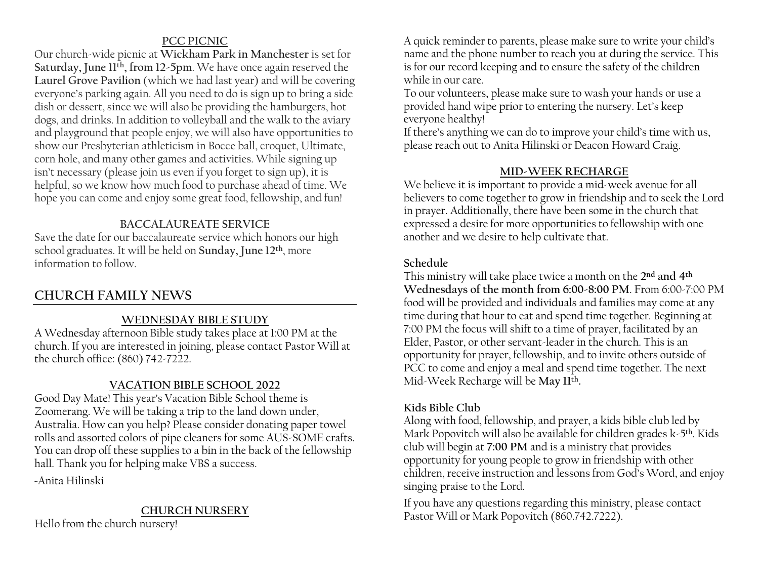### PCC PICNIC

Our church-wide picnic at **Wickham Park in Manchester** is set for **Saturday, June 11th, from 12-5pm**. We have once again reserved the **Laurel Grove Pavilion** (which we had last year) and will be covering everyone's parking again. All you need to do is sign up to bring a side dish or dessert, since we will also be providing the hamburgers, hot dogs, and drinks. In addition to volleyball and the walk to the aviary and playground that people enjoy, we will also have opportunities to show our Presbyterian athleticism in Bocce ball, croquet, Ultimate, corn hole, and many other games and activities. While signing up isn't necessary (please join us even if you forget to sign up), it is helpful, so we know how much food to purchase ahead of time. We hope you can come and enjoy some great food, fellowship, and fun!

### BACCALAUREATE SERVICE

Save the date for our baccalaureate service which honors our high school graduates. It will be held on **Sunday, June 12th**, more information to follow.

## CHURCH FAMILY NEWS

### WEDNESDAY BIBLE STUDY

A Wednesday afternoon Bible study takes place at 1:00 PM at the church. If you are interested in joining, please contact Pastor Will at the church office: (860) 742-7222.

### VACATION BIBLE SCHOOL 2022

Good Day Mate! This year's Vacation Bible School theme is Zoomerang. We will be taking a trip to the land down under, Australia. How can you help? Please consider donating paper towel rolls and assorted colors of pipe cleaners for some AUS-SOME crafts. You can drop off these supplies to a bin in the back of the fellowship hall. Thank you for helping make VBS a success.

-Anita Hilinski

### CHURCH NURSERY

Hello from the church nursery!

A quick reminder to parents, please make sure to write your child's name and the phone number to reach you at during the service. This is for our record keeping and to ensure the safety of the children while in our care.

To our volunteers, please make sure to wash your hands or use a provided hand wipe prior to entering the nursery. Let's keep everyone healthy!

If there's anything we can do to improve your child's time with us, please reach out to Anita Hilinski or Deacon Howard Craig.

### MID-WEEK RECHARGE

We believe it is important to provide a mid-week avenue for all believers to come together to grow in friendship and to seek the Lord in prayer. Additionally, there have been some in the church that expressed a desire for more opportunities to fellowship with one another and we desire to help cultivate that.

**Schedule**

This ministry will take place twice a month on the **2nd and 4th Wednesdays of the month from 6:00-8:00 PM**. From 6:00-7:00 PM food will be provided and individuals and families may come at any time during that hour to eat and spend time together. Beginning at 7:00 PM the focus will shift to a time of prayer, facilitated by an Elder, Pastor, or other servant-leader in the church. This is an opportunity for prayer, fellowship, and to invite others outside of PCC to come and enjoy a meal and spend time together. The next Mid-Week Recharge will be **May 11th.**

**Kids Bible Club**

Along with food, fellowship, and prayer, a kids bible club led by Mark Popovitch will also be available for children grades k-5th. Kids club will begin at **7:00 PM** and is a ministry that provides opportunity for young people to grow in friendship with other children, receive instruction and lessons from God's Word, and enjoy singing praise to the Lord.

If you have any questions regarding this ministry, please contact Pastor Will or Mark Popovitch (860.742.7222).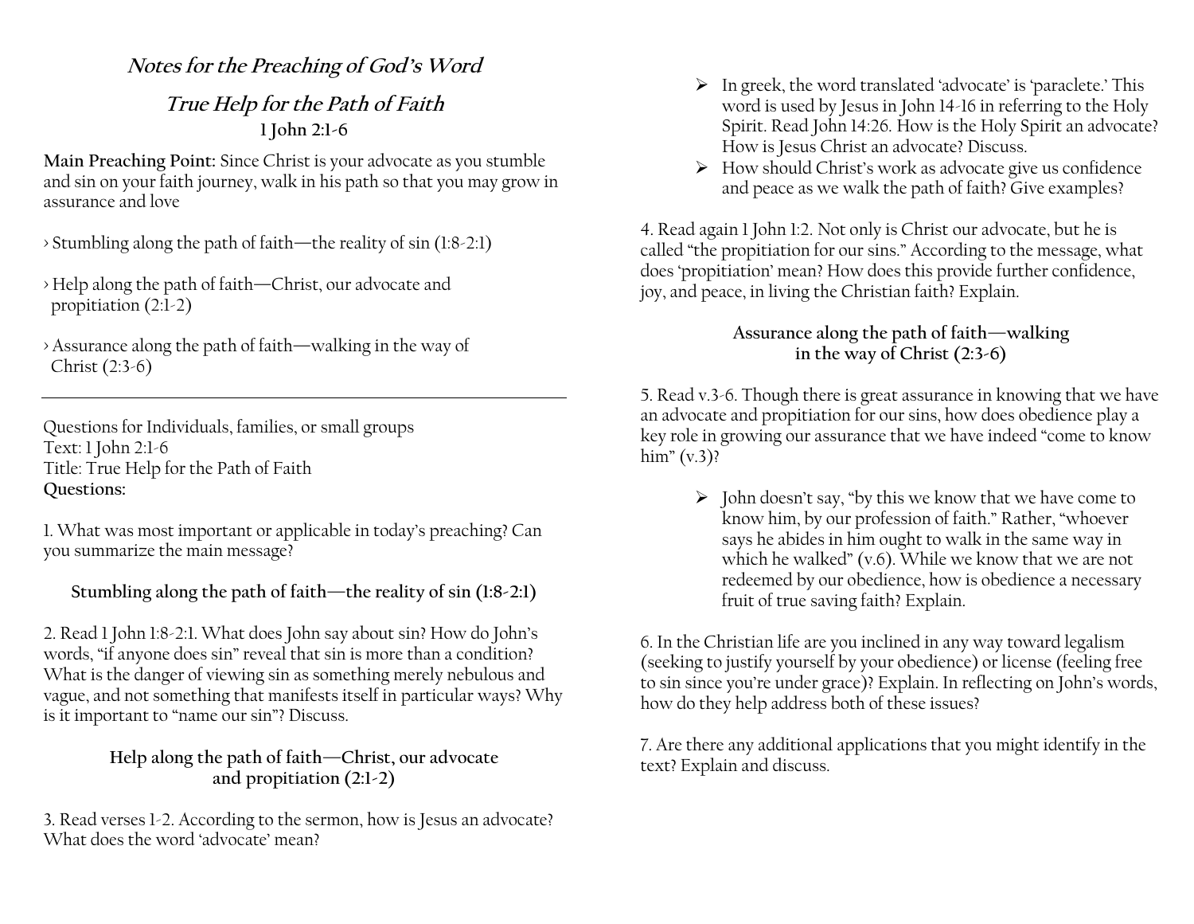## *Notes for the Preaching of God's Word*

### *True Help for the Path of Faith*

**1 John 2:1-6**

**Main Preaching Point:** Since Christ is your advocate as you stumble and sin on your faith journey, walk in his path so that you may grow in assurance and love

› Stumbling along the path of faith—the reality of sin (1:8-2:1)

› Help along the path of faith—Christ, our advocate and propitiation (2:1-2)

› Assurance along the path of faith—walking in the way of Christ (2:3-6)

---

Questions for Individuals, families, or small groups
Text: 1 John 2:1-6
Title: True Help for the Path of Faith
**Questions:**

1. What was most important or applicable in today's preaching? Can you summarize the main message?

**Stumbling along the path of faith—the reality of sin (1:8-2:1)**

2. Read 1 John 1:8-2:1. What does John say about sin? How do John's words, "if anyone does sin" reveal that sin is more than a condition? What is the danger of viewing sin as something merely nebulous and vague, and not something that manifests itself in particular ways? Why is it important to "name our sin"? Discuss.

**Help along the path of faith—Christ, our advocate and propitiation (2:1-2)**

3. Read verses 1-2. According to the sermon, how is Jesus an advocate? What does the word 'advocate' mean?

- In greek, the word translated 'advocate' is 'paraclete.' This word is used by Jesus in John 14-16 in referring to the Holy Spirit. Read John 14:26. How is the Holy Spirit an advocate? How is Jesus Christ an advocate? Discuss.
- How should Christ's work as advocate give us confidence and peace as we walk the path of faith? Give examples?

4. Read again 1 John 1:2. Not only is Christ our advocate, but he is called "the propitiation for our sins." According to the message, what does 'propitiation' mean? How does this provide further confidence, joy, and peace, in living the Christian faith? Explain.

**Assurance along the path of faith—walking in the way of Christ (2:3-6)**

5. Read v.3-6. Though there is great assurance in knowing that we have an advocate and propitiation for our sins, how does obedience play a key role in growing our assurance that we have indeed "come to know him" (v.3)?

- John doesn't say, "by this we know that we have come to know him, by our profession of faith." Rather, "whoever says he abides in him ought to walk in the same way in which he walked" (v.6). While we know that we are not redeemed by our obedience, how is obedience a necessary fruit of true saving faith? Explain.

6. In the Christian life are you inclined in any way toward legalism (seeking to justify yourself by your obedience) or license (feeling free to sin since you're under grace)? Explain. In reflecting on John's words, how do they help address both of these issues?

7. Are there any additional applications that you might identify in the text? Explain and discuss.